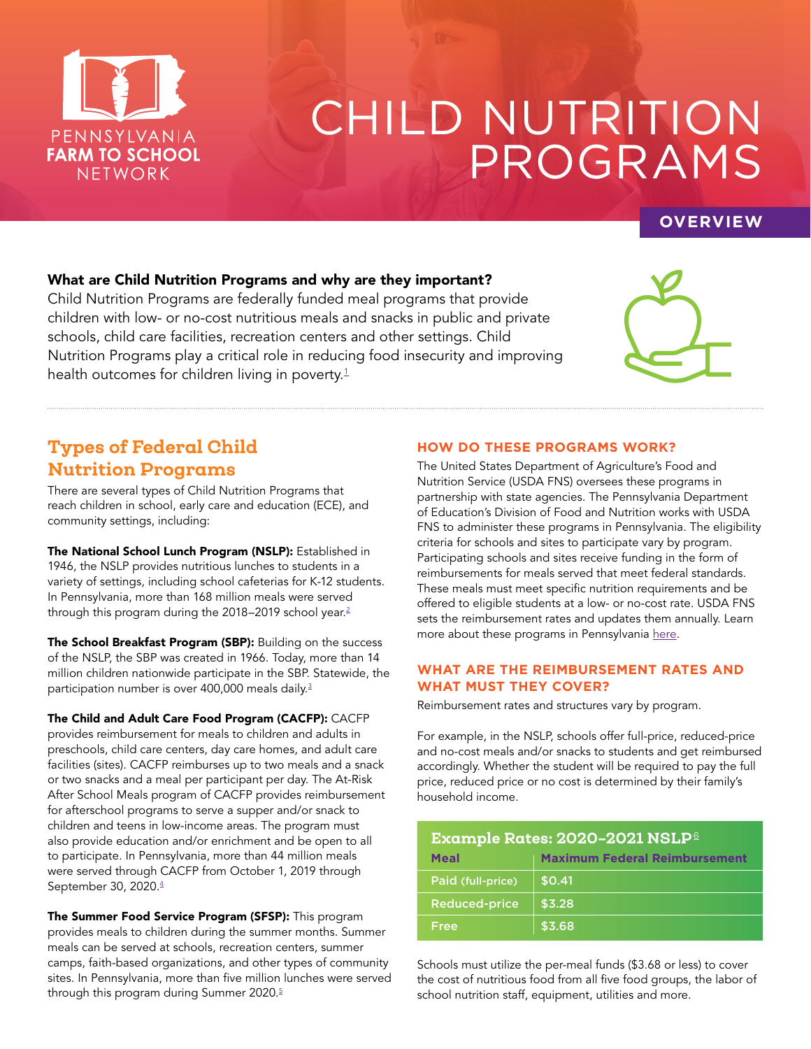# CHILD NUTRITION PROGRAMS

PENNSYLVANIA FARM TO SCHOOL NETWORK

**OVERVIEW**

**What are Child Nutrition Programs and why are they important?**

Child Nutrition Programs are federally funded meal programs that provide children with low- or no-cost nutritious meals and snacks in public and private schools, child care facilities, recreation centers and other settings. Child Nutrition Programs play a critical role in reducing food insecurity and improving health outcomes for children living in poverty.[1]

## Types of Federal Child Nutrition Programs

There are several types of Child Nutrition Programs that reach children in school, early care and education (ECE), and community settings, including:

**The National School Lunch Program (NSLP):** Established in 1946, the NSLP provides nutritious lunches to students in a variety of settings, including school cafeterias for K-12 students. In Pennsylvania, more than 168 million meals were served through this program during the 2018–2019 school year.[2]

**The School Breakfast Program (SBP):** Building on the success of the NSLP, the SBP was created in 1966. Today, more than 14 million children nationwide participate in the SBP. Statewide, the participation number is over 400,000 meals daily.[3]

**The Child and Adult Care Food Program (CACFP):** CACFP provides reimbursement for meals to children and adults in preschools, child care centers, day care homes, and adult care facilities (sites). CACFP reimburses up to two meals and a snack or two snacks and a meal per participant per day. The At-Risk After School Meals program of CACFP provides reimbursement for afterschool programs to serve a supper and/or snack to children and teens in low-income areas. The program must also provide education and/or enrichment and be open to all to participate. In Pennsylvania, more than 44 million meals were served through CACFP from October 1, 2019 through September 30, 2020.[4]

**The Summer Food Service Program (SFSP):** This program provides meals to children during the summer months. Summer meals can be served at schools, recreation centers, summer camps, faith-based organizations, and other types of community sites. In Pennsylvania, more than five million lunches were served through this program during Summer 2020.[5]

### HOW DO THESE PROGRAMS WORK?

The United States Department of Agriculture's Food and Nutrition Service (USDA FNS) oversees these programs in partnership with state agencies. The Pennsylvania Department of Education's Division of Food and Nutrition works with USDA FNS to administer these programs in Pennsylvania. The eligibility criteria for schools and sites to participate vary by program. Participating schools and sites receive funding in the form of reimbursements for meals served that meet federal standards. These meals must meet specific nutrition requirements and be offered to eligible students at a low- or no-cost rate. USDA FNS sets the reimbursement rates and updates them annually. Learn more about these programs in Pennsylvania [here](#).

### WHAT ARE THE REIMBURSEMENT RATES AND WHAT MUST THEY COVER?

Reimbursement rates and structures vary by program.

For example, in the NSLP, schools offer full-price, reduced-price and no-cost meals and/or snacks to students and get reimbursed accordingly. Whether the student will be required to pay the full price, reduced price or no cost is determined by their family's household income.

**Example Rates: 2020–2021 NSLP[6]**

| Meal | Maximum Federal Reimbursement |
|---|---|
| Paid (full-price) | $0.41 |
| Reduced-price | $3.28 |
| Free | $3.68 |

Schools must utilize the per-meal funds ($3.68 or less) to cover the cost of nutritious food from all five food groups, the labor of school nutrition staff, equipment, utilities and more.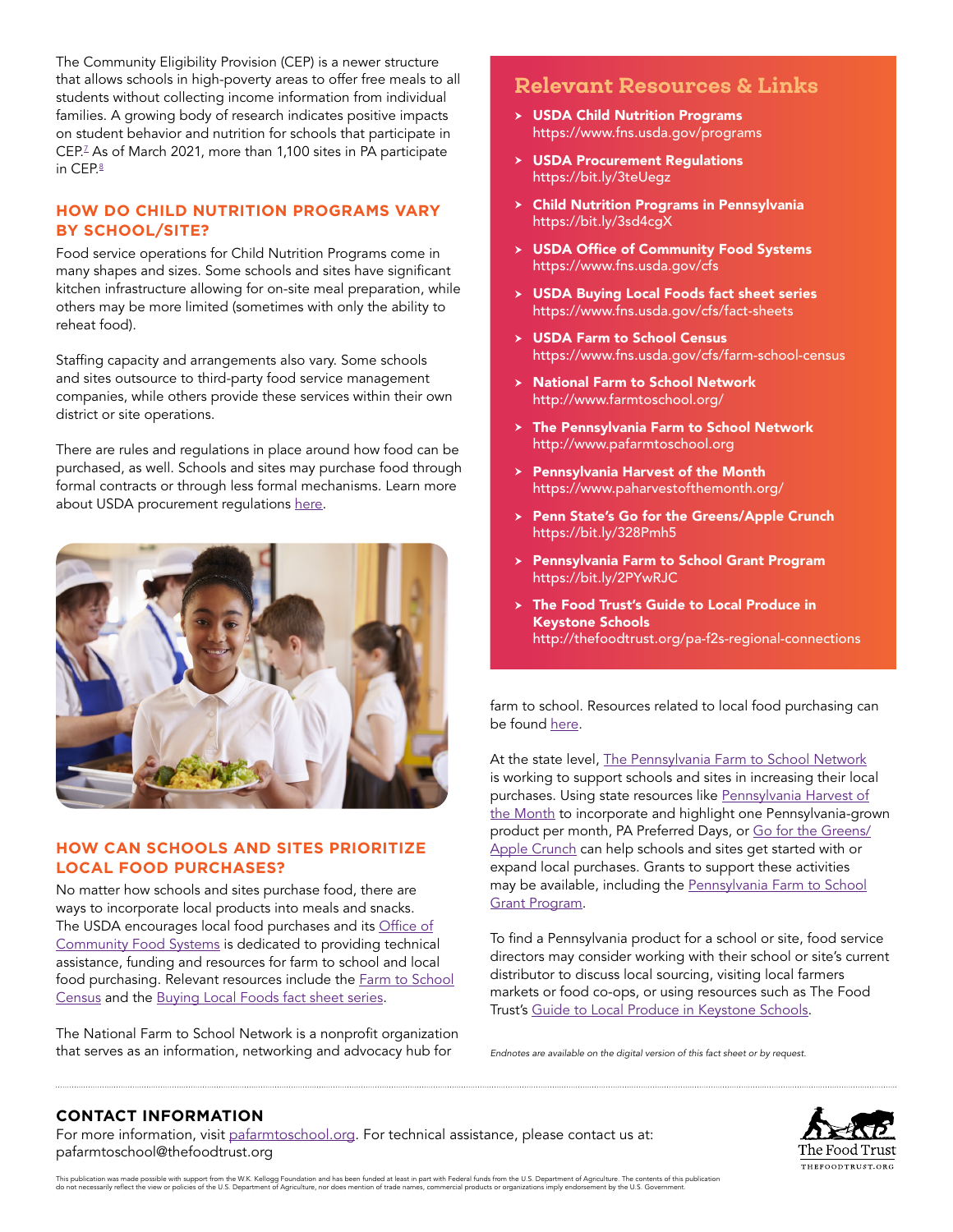The Community Eligibility Provision (CEP) is a newer structure that allows schools in high-poverty areas to offer free meals to all students without collecting income information from individual families. A growing body of research indicates positive impacts on student behavior and nutrition for schools that participate in CEP.[7] As of March 2021, more than 1,100 sites in PA participate in CEP.[8]

## HOW DO CHILD NUTRITION PROGRAMS VARY BY SCHOOL/SITE?

Food service operations for Child Nutrition Programs come in many shapes and sizes. Some schools and sites have significant kitchen infrastructure allowing for on-site meal preparation, while others may be more limited (sometimes with only the ability to reheat food).

Staffing capacity and arrangements also vary. Some schools and sites outsource to third-party food service management companies, while others provide these services within their own district or site operations.

There are rules and regulations in place around how food can be purchased, as well. Schools and sites may purchase food through formal contracts or through less formal mechanisms. Learn more about USDA procurement regulations here.

## HOW CAN SCHOOLS AND SITES PRIORITIZE LOCAL FOOD PURCHASES?

No matter how schools and sites purchase food, there are ways to incorporate local products into meals and snacks. The USDA encourages local food purchases and its Office of Community Food Systems is dedicated to providing technical assistance, funding and resources for farm to school and local food purchasing. Relevant resources include the Farm to School Census and the Buying Local Foods fact sheet series.

The National Farm to School Network is a nonprofit organization that serves as an information, networking and advocacy hub for farm to school. Resources related to local food purchasing can be found here.

At the state level, The Pennsylvania Farm to School Network is working to support schools and sites in increasing their local purchases. Using state resources like Pennsylvania Harvest of the Month to incorporate and highlight one Pennsylvania-grown product per month, PA Preferred Days, or Go for the Greens/Apple Crunch can help schools and sites get started with or expand local purchases. Grants to support these activities may be available, including the Pennsylvania Farm to School Grant Program.

To find a Pennsylvania product for a school or site, food service directors may consider working with their school or site's current distributor to discuss local sourcing, visiting local farmers markets or food co-ops, or using resources such as The Food Trust's Guide to Local Produce in Keystone Schools.

## Relevant Resources & Links

- **USDA Child Nutrition Programs**
  https://www.fns.usda.gov/programs
- **USDA Procurement Regulations**
  https://bit.ly/3teUegz
- **Child Nutrition Programs in Pennsylvania**
  https://bit.ly/3sd4cgX
- **USDA Office of Community Food Systems**
  https://www.fns.usda.gov/cfs
- **USDA Buying Local Foods fact sheet series**
  https://www.fns.usda.gov/cfs/fact-sheets
- **USDA Farm to School Census**
  https://www.fns.usda.gov/cfs/farm-school-census
- **National Farm to School Network**
  http://www.farmtoschool.org/
- **The Pennsylvania Farm to School Network**
  http://www.pafarmtoschool.org
- **Pennsylvania Harvest of the Month**
  https://www.paharvestofthemonth.org/
- **Penn State's Go for the Greens/Apple Crunch**
  https://bit.ly/328Pmh5
- **Pennsylvania Farm to School Grant Program**
  https://bit.ly/2PYwRJC
- **The Food Trust's Guide to Local Produce in Keystone Schools**
  http://thefoodtrust.org/pa-f2s-regional-connections

*Endnotes are available on the digital version of this fact sheet or by request.*

## CONTACT INFORMATION

For more information, visit pafarmtoschool.org. For technical assistance, please contact us at: pafarmtoschool@thefoodtrust.org

The Food Trust
THEFOODTRUST.ORG

This publication was made possible with support from the W.K. Kellogg Foundation and has been funded at least in part with Federal funds from the U.S. Department of Agriculture. The contents of this publication do not necessarily reflect the view or policies of the U.S. Department of Agriculture, nor does mention of trade names, commercial products or organizations imply endorsement by the U.S. Government.